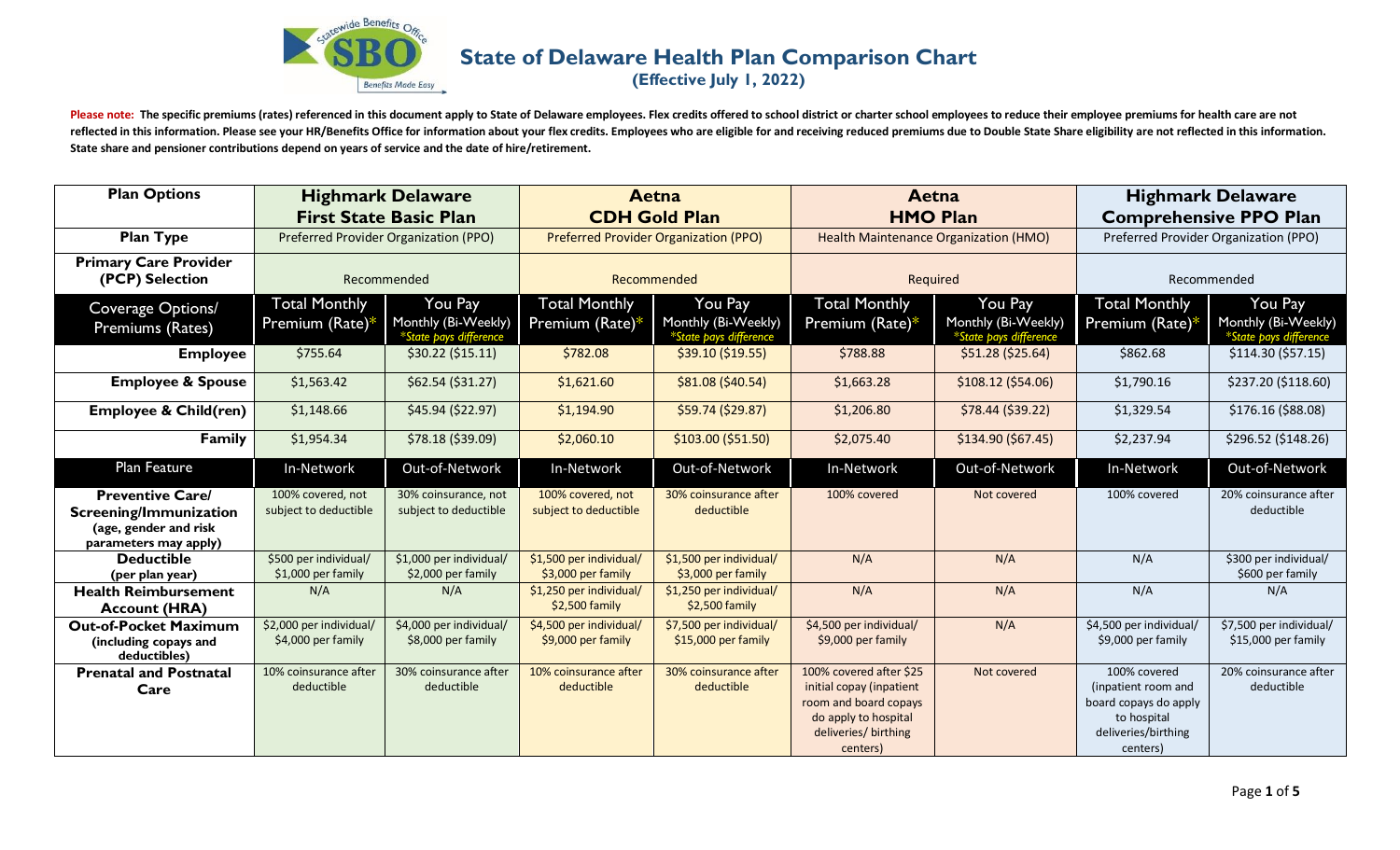# State of Delaware Health Plan Comparison Chart

**(Effective July 1, 2022)**

**Please note: The specific premiums (rates) referenced in this document apply to State of Delaware employees. Flex credits offered to school district or charter school employees to reduce their employee premiums for health care are not reflected in this information. Please see your HR/Benefits Office for information about your flex credits. Employees who are eligible for and receiving reduced premiums due to Double State Share eligibility are not reflected in this information. State share and pensioner contributions depend on years of service and the date of hire/retirement.**

| Plan Options | Highmark Delaware First State Basic Plan | | Aetna CDH Gold Plan | | Aetna HMO Plan | | Highmark Delaware Comprehensive PPO Plan | |
|---|---|---|---|---|---|---|---|---|
| **Plan Type** | Preferred Provider Organization (PPO) | | Preferred Provider Organization (PPO) | | Health Maintenance Organization (HMO) | | Preferred Provider Organization (PPO) | |
| **Primary Care Provider (PCP) Selection** | Recommended | | Recommended | | Required | | Recommended | |
| **Coverage Options/ Premiums (Rates)** | Total Monthly Premium (Rate)* | You Pay Monthly (Bi-Weekly) *State pays difference | Total Monthly Premium (Rate)* | You Pay Monthly (Bi-Weekly) *State pays difference | Total Monthly Premium (Rate)* | You Pay Monthly (Bi-Weekly) *State pays difference | Total Monthly Premium (Rate)* | You Pay Monthly (Bi-Weekly) *State pays difference |
| **Employee** | $755.64 | $30.22 ($15.11) | $782.08 | $39.10 ($19.55) | $788.88 | $51.28 ($25.64) | $862.68 | $114.30 ($57.15) |
| **Employee & Spouse** | $1,563.42 | $62.54 ($31.27) | $1,621.60 | $81.08 ($40.54) | $1,663.28 | $108.12 ($54.06) | $1,790.16 | $237.20 ($118.60) |
| **Employee & Child(ren)** | $1,148.66 | $45.94 ($22.97) | $1,194.90 | $59.74 ($29.87) | $1,206.80 | $78.44 ($39.22) | $1,329.54 | $176.16 ($88.08) |
| **Family** | $1,954.34 | $78.18 ($39.09) | $2,060.10 | $103.00 ($51.50) | $2,075.40 | $134.90 ($67.45) | $2,237.94 | $296.52 ($148.26) |
| **Plan Feature** | In-Network | Out-of-Network | In-Network | Out-of-Network | In-Network | Out-of-Network | In-Network | Out-of-Network |
| **Preventive Care/ Screening/Immunization** (age, gender and risk parameters may apply) | 100% covered, not subject to deductible | 30% coinsurance, not subject to deductible | 100% covered, not subject to deductible | 30% coinsurance after deductible | 100% covered | Not covered | 100% covered | 20% coinsurance after deductible |
| **Deductible** (per plan year) | $500 per individual/ $1,000 per family | $1,000 per individual/ $2,000 per family | $1,500 per individual/ $3,000 per family | $1,500 per individual/ $3,000 per family | N/A | N/A | N/A | $300 per individual/ $600 per family |
| **Health Reimbursement Account (HRA)** | N/A | N/A | $1,250 per individual/ $2,500 family | $1,250 per individual/ $2,500 family | N/A | N/A | N/A | N/A |
| **Out-of-Pocket Maximum** (including copays and deductibles) | $2,000 per individual/ $4,000 per family | $4,000 per individual/ $8,000 per family | $4,500 per individual/ $9,000 per family | $7,500 per individual/ $15,000 per family | $4,500 per individual/ $9,000 per family | N/A | $4,500 per individual/ $9,000 per family | $7,500 per individual/ $15,000 per family |
| **Prenatal and Postnatal Care** | 10% coinsurance after deductible | 30% coinsurance after deductible | 10% coinsurance after deductible | 30% coinsurance after deductible | 100% covered after $25 initial copay (inpatient room and board copays do apply to hospital deliveries/ birthing centers) | Not covered | 100% covered (inpatient room and board copays do apply to hospital deliveries/birthing centers) | 20% coinsurance after deductible |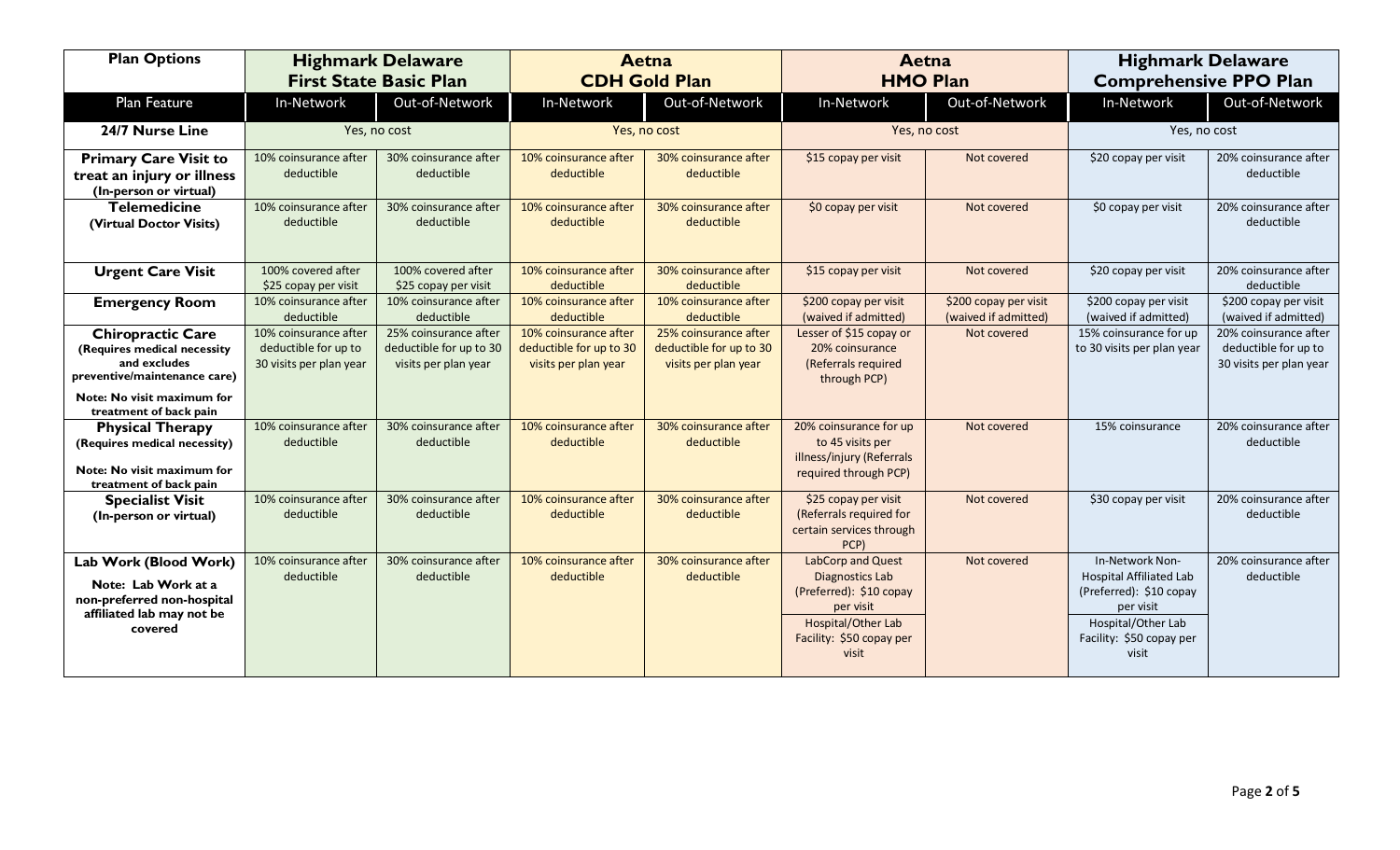| Plan Options | Highmark Delaware First State Basic Plan | | Aetna CDH Gold Plan | | Aetna HMO Plan | | Highmark Delaware Comprehensive PPO Plan | |
|---|---|---|---|---|---|---|---|---|
| Plan Feature | In-Network | Out-of-Network | In-Network | Out-of-Network | In-Network | Out-of-Network | In-Network | Out-of-Network |
| **24/7 Nurse Line** | Yes, no cost | | Yes, no cost | | Yes, no cost | | Yes, no cost | |
| **Primary Care Visit to treat an injury or illness (In-person or virtual)** | 10% coinsurance after deductible | 30% coinsurance after deductible | 10% coinsurance after deductible | 30% coinsurance after deductible | $15 copay per visit | Not covered | $20 copay per visit | 20% coinsurance after deductible |
| **Telemedicine (Virtual Doctor Visits)** | 10% coinsurance after deductible | 30% coinsurance after deductible | 10% coinsurance after deductible | 30% coinsurance after deductible | $0 copay per visit | Not covered | $0 copay per visit | 20% coinsurance after deductible |
| **Urgent Care Visit** | 100% covered after $25 copay per visit | 100% covered after $25 copay per visit | 10% coinsurance after deductible | 30% coinsurance after deductible | $15 copay per visit | Not covered | $20 copay per visit | 20% coinsurance after deductible |
| **Emergency Room** | 10% coinsurance after deductible | 10% coinsurance after deductible | 10% coinsurance after deductible | 10% coinsurance after deductible | $200 copay per visit (waived if admitted) | $200 copay per visit (waived if admitted) | $200 copay per visit (waived if admitted) | $200 copay per visit (waived if admitted) |
| **Chiropractic Care (Requires medical necessity and excludes preventive/maintenance care)** **Note: No visit maximum for treatment of back pain** | 10% coinsurance after deductible for up to 30 visits per plan year | 25% coinsurance after deductible for up to 30 visits per plan year | 10% coinsurance after deductible for up to 30 visits per plan year | 25% coinsurance after deductible for up to 30 visits per plan year | Lesser of $15 copay or 20% coinsurance (Referrals required through PCP) | Not covered | 15% coinsurance for up to 30 visits per plan year | 20% coinsurance after deductible for up to 30 visits per plan year |
| **Physical Therapy (Requires medical necessity)** **Note: No visit maximum for treatment of back pain** | 10% coinsurance after deductible | 30% coinsurance after deductible | 10% coinsurance after deductible | 30% coinsurance after deductible | 20% coinsurance for up to 45 visits per illness/injury (Referrals required through PCP) | Not covered | 15% coinsurance | 20% coinsurance after deductible |
| **Specialist Visit (In-person or virtual)** | 10% coinsurance after deductible | 30% coinsurance after deductible | 10% coinsurance after deductible | 30% coinsurance after deductible | $25 copay per visit (Referrals required for certain services through PCP) | Not covered | $30 copay per visit | 20% coinsurance after deductible |
| **Lab Work (Blood Work)** **Note: Lab Work at a non-preferred non-hospital affiliated lab may not be covered** | 10% coinsurance after deductible | 30% coinsurance after deductible | 10% coinsurance after deductible | 30% coinsurance after deductible | LabCorp and Quest Diagnostics Lab (Preferred): $10 copay per visit<br>Hospital/Other Lab Facility: $50 copay per visit | Not covered | In-Network Non-Hospital Affiliated Lab (Preferred): $10 copay per visit<br>Hospital/Other Lab Facility: $50 copay per visit | 20% coinsurance after deductible |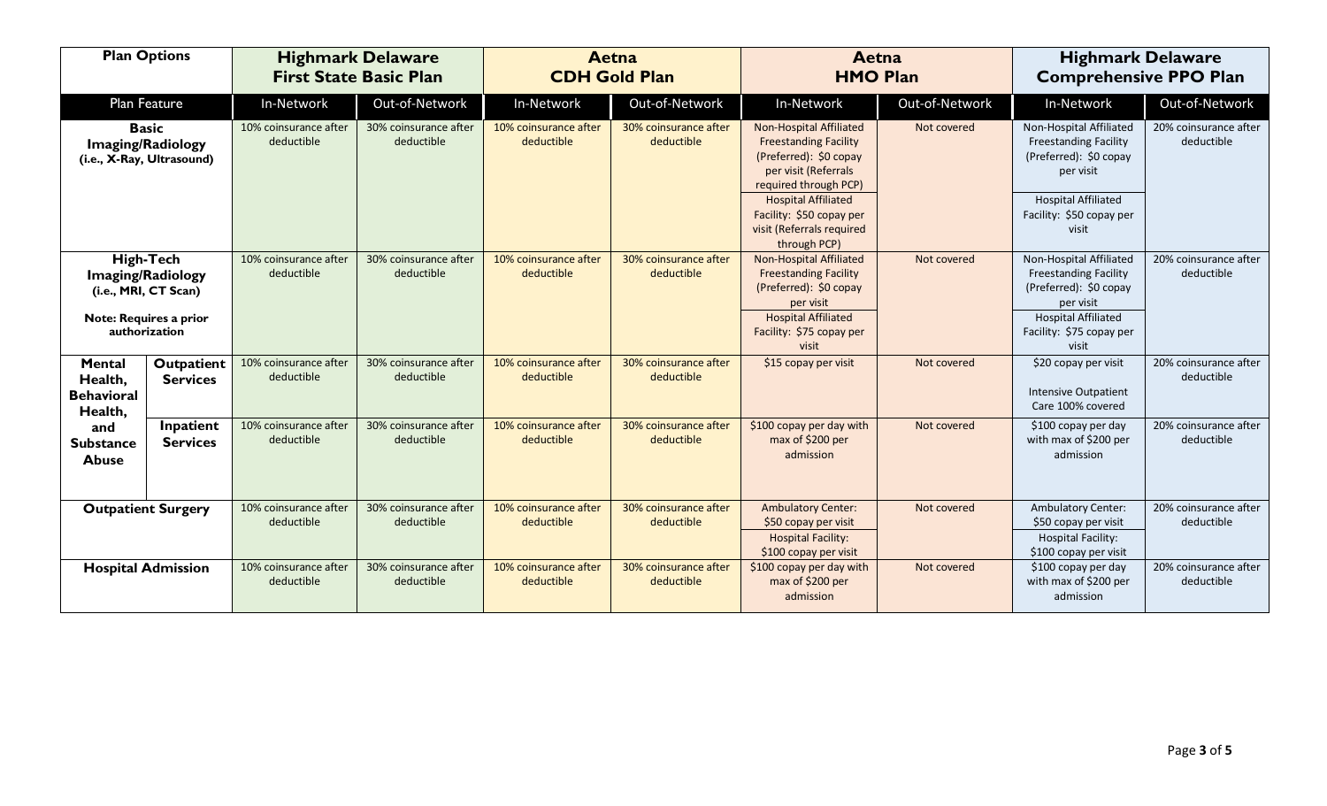| Plan Options | | Highmark Delaware First State Basic Plan | | Aetna CDH Gold Plan | | Aetna HMO Plan | | Highmark Delaware Comprehensive PPO Plan | |
|---|---|---|---|---|---|---|---|---|---|
| Plan Feature | | In-Network | Out-of-Network | In-Network | Out-of-Network | In-Network | Out-of-Network | In-Network | Out-of-Network |
| **Basic Imaging/Radiology (i.e., X-Ray, Ultrasound)** | | 10% coinsurance after deductible | 30% coinsurance after deductible | 10% coinsurance after deductible | 30% coinsurance after deductible | Non-Hospital Affiliated Freestanding Facility (Preferred): $0 copay per visit (Referrals required through PCP)<br>Hospital Affiliated Facility: $50 copay per visit (Referrals required through PCP) | Not covered | Non-Hospital Affiliated Freestanding Facility (Preferred): $0 copay per visit<br>Hospital Affiliated Facility: $50 copay per visit | 20% coinsurance after deductible |
| **High-Tech Imaging/Radiology (i.e., MRI, CT Scan)**<br>**Note: Requires a prior authorization** | | 10% coinsurance after deductible | 30% coinsurance after deductible | 10% coinsurance after deductible | 30% coinsurance after deductible | Non-Hospital Affiliated Freestanding Facility (Preferred): $0 copay per visit<br>Hospital Affiliated Facility: $75 copay per visit | Not covered | Non-Hospital Affiliated Freestanding Facility (Preferred): $0 copay per visit<br>Hospital Affiliated Facility: $75 copay per visit | 20% coinsurance after deductible |
| **Mental Health, Behavioral Health, and Substance Abuse** | **Outpatient Services** | 10% coinsurance after deductible | 30% coinsurance after deductible | 10% coinsurance after deductible | 30% coinsurance after deductible | $15 copay per visit | Not covered | $20 copay per visit<br>Intensive Outpatient Care 100% covered | 20% coinsurance after deductible |
| | **Inpatient Services** | 10% coinsurance after deductible | 30% coinsurance after deductible | 10% coinsurance after deductible | 30% coinsurance after deductible | $100 copay per day with max of $200 per admission | Not covered | $100 copay per day with max of $200 per admission | 20% coinsurance after deductible |
| **Outpatient Surgery** | | 10% coinsurance after deductible | 30% coinsurance after deductible | 10% coinsurance after deductible | 30% coinsurance after deductible | Ambulatory Center: $50 copay per visit<br>Hospital Facility: $100 copay per visit | Not covered | Ambulatory Center: $50 copay per visit<br>Hospital Facility: $100 copay per visit | 20% coinsurance after deductible |
| **Hospital Admission** | | 10% coinsurance after deductible | 30% coinsurance after deductible | 10% coinsurance after deductible | 30% coinsurance after deductible | $100 copay per day with max of $200 per admission | Not covered | $100 copay per day with max of $200 per admission | 20% coinsurance after deductible |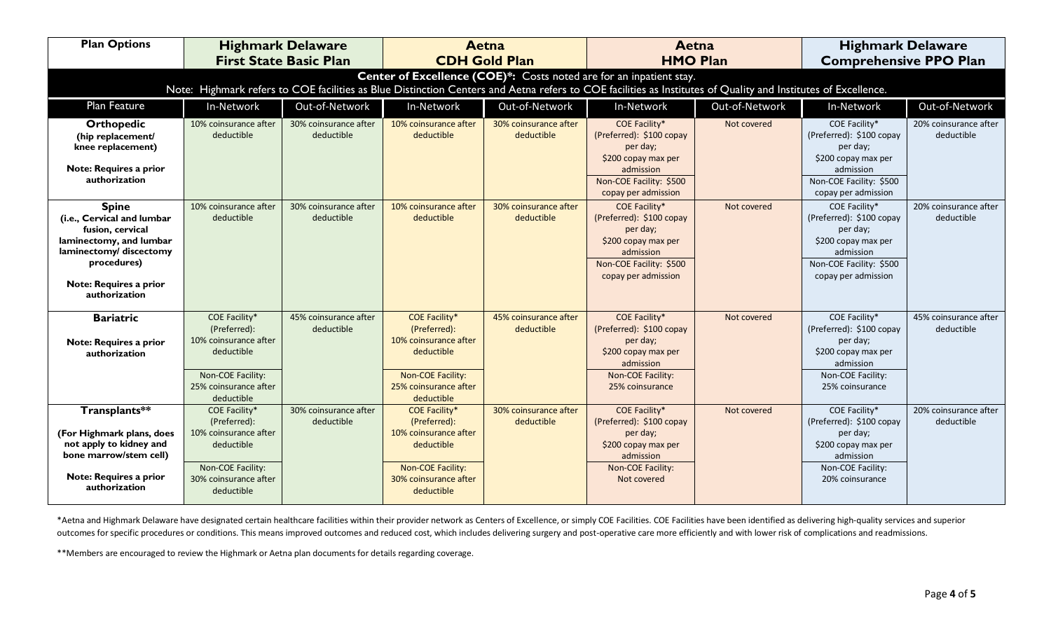| Plan Options | Highmark Delaware First State Basic Plan | | Aetna CDH Gold Plan | | Aetna HMO Plan | | Highmark Delaware Comprehensive PPO Plan | |
|---|---|---|---|---|---|---|---|---|
| **Center of Excellence (COE)*:** Costs noted are for an inpatient stay. Note: Highmark refers to COE facilities as Blue Distinction Centers and Aetna refers to COE facilities as Institutes of Quality and Institutes of Excellence. | | | | | | | | |
| Plan Feature | In-Network | Out-of-Network | In-Network | Out-of-Network | In-Network | Out-of-Network | In-Network | Out-of-Network |
| **Orthopedic** **(hip replacement/ knee replacement)** **Note: Requires a prior authorization** | 10% coinsurance after deductible | 30% coinsurance after deductible | 10% coinsurance after deductible | 30% coinsurance after deductible | COE Facility* (Preferred): $100 copay per day; $200 copay max per admission Non-COE Facility: $500 copay per admission | Not covered | COE Facility* (Preferred): $100 copay per day; $200 copay max per admission Non-COE Facility: $500 copay per admission | 20% coinsurance after deductible |
| **Spine** **(i.e., Cervical and lumbar fusion, cervical laminectomy, and lumbar laminectomy/ discectomy procedures)** **Note: Requires a prior authorization** | 10% coinsurance after deductible | 30% coinsurance after deductible | 10% coinsurance after deductible | 30% coinsurance after deductible | COE Facility* (Preferred): $100 copay per day; $200 copay max per admission Non-COE Facility: $500 copay per admission | Not covered | COE Facility* (Preferred): $100 copay per day; $200 copay max per admission Non-COE Facility: $500 copay per admission | 20% coinsurance after deductible |
| **Bariatric** **Note: Requires a prior authorization** | COE Facility* (Preferred): 10% coinsurance after deductible Non-COE Facility: 25% coinsurance after deductible | 45% coinsurance after deductible | COE Facility* (Preferred): 10% coinsurance after deductible Non-COE Facility: 25% coinsurance after deductible | 45% coinsurance after deductible | COE Facility* (Preferred): $100 copay per day; $200 copay max per admission Non-COE Facility: 25% coinsurance | Not covered | COE Facility* (Preferred): $100 copay per day; $200 copay max per admission Non-COE Facility: 25% coinsurance | 45% coinsurance after deductible |
| **Transplants**** **(For Highmark plans, does not apply to kidney and bone marrow/stem cell)** **Note: Requires a prior authorization** | COE Facility* (Preferred): 10% coinsurance after deductible Non-COE Facility: 30% coinsurance after deductible | 30% coinsurance after deductible | COE Facility* (Preferred): 10% coinsurance after deductible Non-COE Facility: 30% coinsurance after deductible | 30% coinsurance after deductible | COE Facility* (Preferred): $100 copay per day; $200 copay max per admission Non-COE Facility: Not covered | Not covered | COE Facility* (Preferred): $100 copay per day; $200 copay max per admission Non-COE Facility: 20% coinsurance | 20% coinsurance after deductible |

*Aetna and Highmark Delaware have designated certain healthcare facilities within their provider network as Centers of Excellence, or simply COE Facilities. COE Facilities have been identified as delivering high-quality services and superior outcomes for specific procedures or conditions. This means improved outcomes and reduced cost, which includes delivering surgery and post-operative care more efficiently and with lower risk of complications and readmissions.

**Members are encouraged to review the Highmark or Aetna plan documents for details regarding coverage.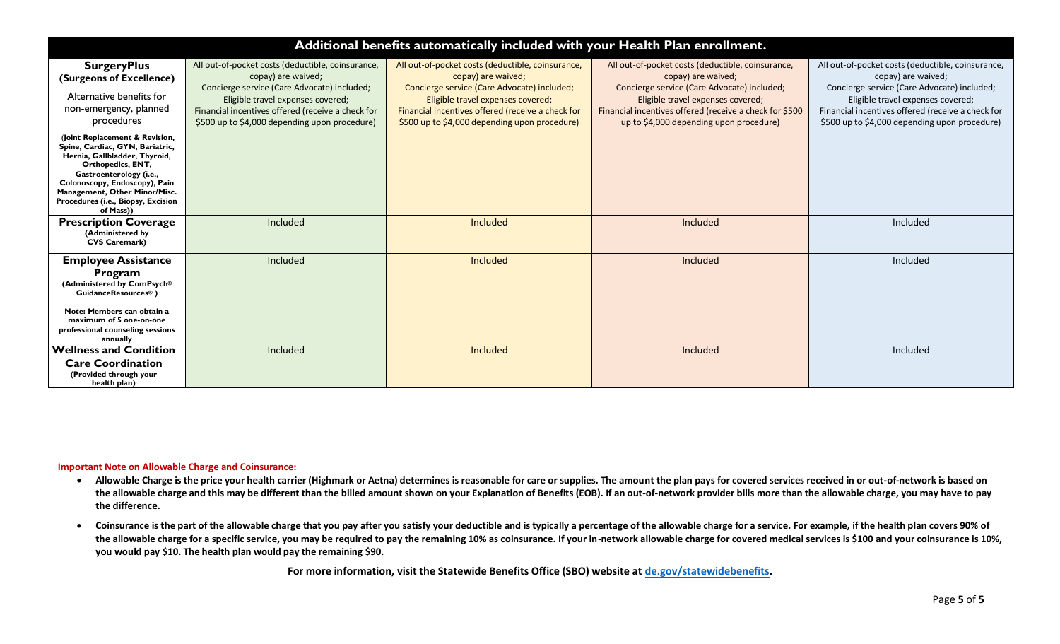| Additional benefits automatically included with your Health Plan enrollment. | | | | |
|---|---|---|---|---|
| **SurgeryPlus (Surgeons of Excellence)** Alternative benefits for non-emergency, planned procedures **(Joint Replacement & Revision, Spine, Cardiac, GYN, Bariatric, Hernia, Gallbladder, Thyroid, Orthopedics, ENT, Gastroenterology (i.e., Colonoscopy, Endoscopy), Pain Management, Other Minor/Misc. Procedures (i.e., Biopsy, Excision of Mass))** | All out-of-pocket costs (deductible, coinsurance, copay) are waived; Concierge service (Care Advocate) included; Eligible travel expenses covered; Financial incentives offered (receive a check for $500 up to $4,000 depending upon procedure) | All out-of-pocket costs (deductible, coinsurance, copay) are waived; Concierge service (Care Advocate) included; Eligible travel expenses covered; Financial incentives offered (receive a check for $500 up to $4,000 depending upon procedure) | All out-of-pocket costs (deductible, coinsurance, copay) are waived; Concierge service (Care Advocate) included; Eligible travel expenses covered; Financial incentives offered (receive a check for $500 up to $4,000 depending upon procedure) | All out-of-pocket costs (deductible, coinsurance, copay) are waived; Concierge service (Care Advocate) included; Eligible travel expenses covered; Financial incentives offered (receive a check for $500 up to $4,000 depending upon procedure) |
| **Prescription Coverage (Administered by CVS Caremark)** | Included | Included | Included | Included |
| **Employee Assistance Program (Administered by ComPsych® GuidanceResources®)** **Note: Members can obtain a maximum of 5 one-on-one professional counseling sessions annually** | Included | Included | Included | Included |
| **Wellness and Condition Care Coordination (Provided through your health plan)** | Included | Included | Included | Included |

**Important Note on Allowable Charge and Coinsurance:**

- **Allowable Charge is the price your health carrier (Highmark or Aetna) determines is reasonable for care or supplies. The amount the plan pays for covered services received in or out-of-network is based on the allowable charge and this may be different than the billed amount shown on your Explanation of Benefits (EOB). If an out-of-network provider bills more than the allowable charge, you may have to pay the difference.**
- **Coinsurance is the part of the allowable charge that you pay after you satisfy your deductible and is typically a percentage of the allowable charge for a service. For example, if the health plan covers 90% of the allowable charge for a specific service, you may be required to pay the remaining 10% as coinsurance. If your in-network allowable charge for covered medical services is $100 and your coinsurance is 10%, you would pay $10. The health plan would pay the remaining $90.**

**For more information, visit the Statewide Benefits Office (SBO) website at de.gov/statewidebenefits.**